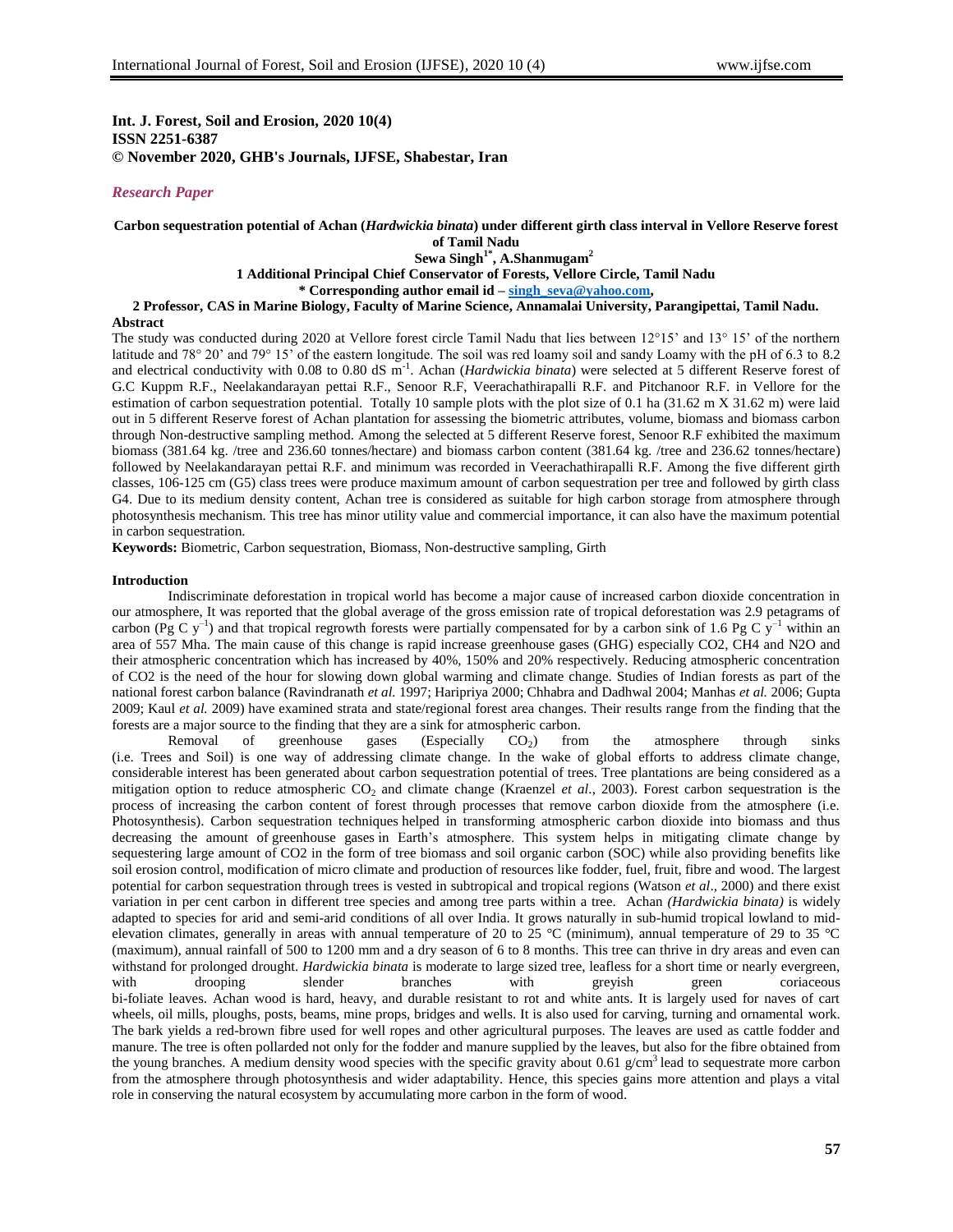**Int. J. Forest, Soil and Erosion, 2020 10(4)**
**ISSN 2251-6387**
**© November 2020, GHB's Journals, IJFSE, Shabestar, Iran**

*Research Paper*

# Carbon sequestration potential of Achan (*Hardwickia binata*) under different girth class interval in Vellore Reserve forest of Tamil Nadu

**Sewa Singh[1*], A.Shanmugam[2]**

**1 Additional Principal Chief Conservator of Forests, Vellore Circle, Tamil Nadu**

**\* Corresponding author email id – singh_seva@yahoo.com,**

**2 Professor, CAS in Marine Biology, Faculty of Marine Science, Annamalai University, Parangipettai, Tamil Nadu.**

## Abstract

The study was conducted during 2020 at Vellore forest circle Tamil Nadu that lies between 12°15' and 13° 15' of the northern latitude and 78° 20' and 79° 15' of the eastern longitude. The soil was red loamy soil and sandy Loamy with the pH of 6.3 to 8.2 and electrical conductivity with 0.08 to 0.80 dS $m^{-1}$. Achan (*Hardwickia binata*) were selected at 5 different Reserve forest of G.C Kuppm R.F., Neelakandarayan pettai R.F., Senoor R.F, Veerachathirapalli R.F. and Pitchanoor R.F. in Vellore for the estimation of carbon sequestration potential. Totally 10 sample plots with the plot size of 0.1 ha (31.62 m X 31.62 m) were laid out in 5 different Reserve forest of Achan plantation for assessing the biometric attributes, volume, biomass and biomass carbon through Non-destructive sampling method. Among the selected at 5 different Reserve forest, Senoor R.F exhibited the maximum biomass (381.64 kg. /tree and 236.60 tonnes/hectare) and biomass carbon content (381.64 kg. /tree and 236.62 tonnes/hectare) followed by Neelakandarayan pettai R.F. and minimum was recorded in Veerachathirapalli R.F. Among the five different girth classes, 106-125 cm (G5) class trees were produce maximum amount of carbon sequestration per tree and followed by girth class G4. Due to its medium density content, Achan tree is considered as suitable for high carbon storage from atmosphere through photosynthesis mechanism. This tree has minor utility value and commercial importance, it can also have the maximum potential in carbon sequestration.

**Keywords:** Biometric, Carbon sequestration, Biomass, Non-destructive sampling, Girth

## Introduction

Indiscriminate deforestation in tropical world has become a major cause of increased carbon dioxide concentration in our atmosphere, It was reported that the global average of the gross emission rate of tropical deforestation was 2.9 petagrams of carbon (Pg C $y^{-1}$) and that tropical regrowth forests were partially compensated for by a carbon sink of 1.6 Pg C $y^{-1}$ within an area of 557 Mha. The main cause of this change is rapid increase greenhouse gases (GHG) especially CO2, CH4 and N2O and their atmospheric concentration which has increased by 40%, 150% and 20% respectively. Reducing atmospheric concentration of CO2 is the need of the hour for slowing down global warming and climate change. Studies of Indian forests as part of the national forest carbon balance (Ravindranath *et al.* 1997; Haripriya 2000; Chhabra and Dadhwal 2004; Manhas *et al.* 2006; Gupta 2009; Kaul *et al.* 2009) have examined strata and state/regional forest area changes. Their results range from the finding that the forests are a major source to the finding that they are a sink for atmospheric carbon.

Removal of greenhouse gases (Especially $CO_2$) from the atmosphere through sinks (i.e. Trees and Soil) is one way of addressing climate change. In the wake of global efforts to address climate change, considerable interest has been generated about carbon sequestration potential of trees. Tree plantations are being considered as a mitigation option to reduce atmospheric $CO_2$ and climate change (Kraenzel *et al.*, 2003). Forest carbon sequestration is the process of increasing the carbon content of forest through processes that remove carbon dioxide from the atmosphere (i.e. Photosynthesis). Carbon sequestration techniques helped in transforming atmospheric carbon dioxide into biomass and thus decreasing the amount of greenhouse gases in Earth's atmosphere. This system helps in mitigating climate change by sequestering large amount of CO2 in the form of tree biomass and soil organic carbon (SOC) while also providing benefits like soil erosion control, modification of micro climate and production of resources like fodder, fuel, fruit, fibre and wood. The largest potential for carbon sequestration through trees is vested in subtropical and tropical regions (Watson *et al*., 2000) and there exist variation in per cent carbon in different tree species and among tree parts within a tree. Achan *(Hardwickia binata)* is widely adapted to species for arid and semi-arid conditions of all over India. It grows naturally in sub-humid tropical lowland to mid-elevation climates, generally in areas with annual temperature of 20 to 25 °C (minimum), annual temperature of 29 to 35 °C (maximum), annual rainfall of 500 to 1200 mm and a dry season of 6 to 8 months. This tree can thrive in dry areas and even can withstand for prolonged drought. *Hardwickia binata* is moderate to large sized tree, leafless for a short time or nearly evergreen, with drooping slender branches with greyish green coriaceous bi-foliate leaves. Achan wood is hard, heavy, and durable resistant to rot and white ants. It is largely used for naves of cart wheels, oil mills, ploughs, posts, beams, mine props, bridges and wells. It is also used for carving, turning and ornamental work. The bark yields a red-brown fibre used for well ropes and other agricultural purposes. The leaves are used as cattle fodder and manure. The tree is often pollarded not only for the fodder and manure supplied by the leaves, but also for the fibre obtained from the young branches. A medium density wood species with the specific gravity about 0.61 g/$cm^3$ lead to sequestrate more carbon from the atmosphere through photosynthesis and wider adaptability. Hence, this species gains more attention and plays a vital role in conserving the natural ecosystem by accumulating more carbon in the form of wood.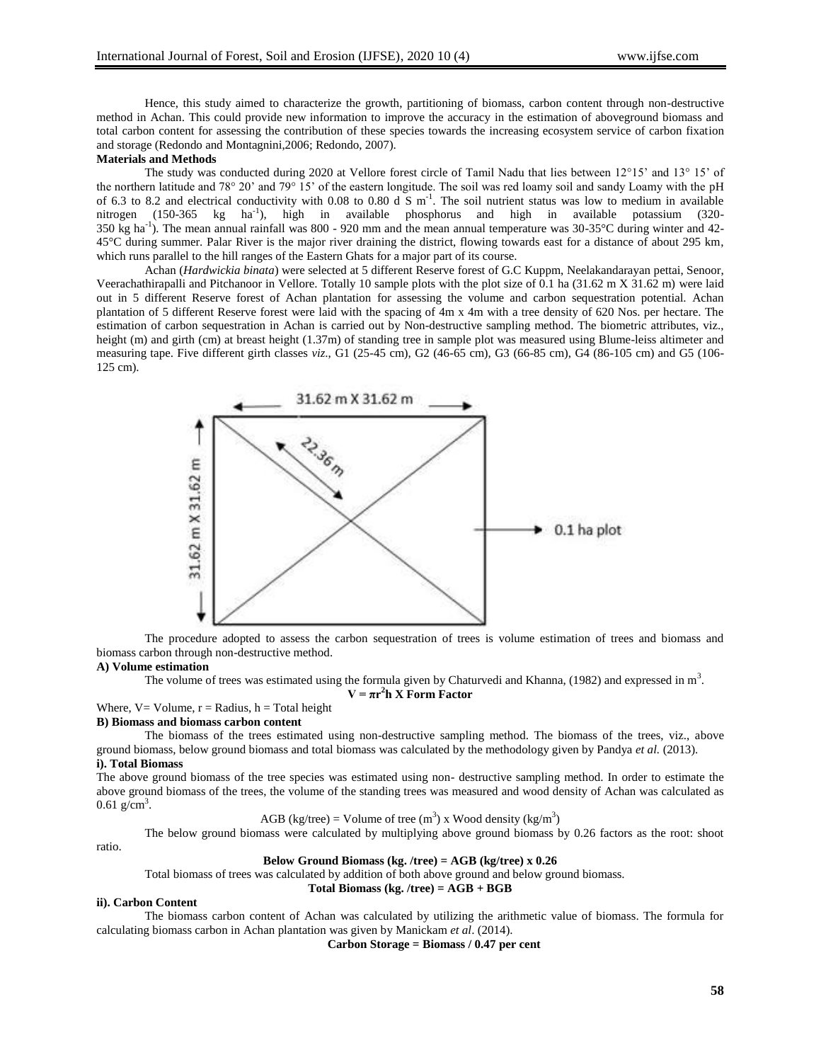Hence, this study aimed to characterize the growth, partitioning of biomass, carbon content through non-destructive method in Achan. This could provide new information to improve the accuracy in the estimation of aboveground biomass and total carbon content for assessing the contribution of these species towards the increasing ecosystem service of carbon fixation and storage (Redondo and Montagnini,2006; Redondo, 2007).

**Materials and Methods**

The study was conducted during 2020 at Vellore forest circle of Tamil Nadu that lies between 12° 15' and 13° 15' of the northern latitude and 78° 20' and 79° 15' of the eastern longitude. The soil was red loamy soil and sandy Loamy with the pH of 6.3 to 8.2 and electrical conductivity with 0.08 to 0.80 d S $m^{-1}$. The soil nutrient status was low to medium in available nitrogen (150-365 kg $ha^{-1}$), high in available phosphorus and high in available potassium (320-350 kg $ha^{-1}$). The mean annual rainfall was 800 - 920 mm and the mean annual temperature was 30-35°C during winter and 42-45°C during summer. Palar River is the major river draining the district, flowing towards east for a distance of about 295 km, which runs parallel to the hill ranges of the Eastern Ghats for a major part of its course.

Achan (*Hardwickia binata*) were selected at 5 different Reserve forest of G.C Kuppm, Neelakandarayan pettai, Senoor, Veerachathirapalli and Pitchanoor in Vellore. Totally 10 sample plots with the plot size of 0.1 ha (31.62 m X 31.62 m) were laid out in 5 different Reserve forest of Achan plantation for assessing the volume and carbon sequestration potential. Achan plantation of 5 different Reserve forest were laid with the spacing of 4m x 4m with a tree density of 620 Nos. per hectare. The estimation of carbon sequestration in Achan is carried out by Non-destructive sampling method. The biometric attributes, viz., height (m) and girth (cm) at breast height (1.37m) of standing tree in sample plot was measured using Blume-leiss altimeter and measuring tape. Five different girth classes *viz*., G1 (25-45 cm), G2 (46-65 cm), G3 (66-85 cm), G4 (86-105 cm) and G5 (106-125 cm).

31.62 m X 31.62 m

22.36 m

0.1 ha plot

The procedure adopted to assess the carbon sequestration of trees is volume estimation of trees and biomass and biomass carbon through non-destructive method.

**A) Volume estimation**

The volume of trees was estimated using the formula given by Chaturvedi and Khanna, (1982) and expressed in $m^3$.

$$V = \pi r^2 h \text{ X Form Factor}$$

Where, V= Volume, r = Radius, h = Total height

**B) Biomass and biomass carbon content**

The biomass of the trees estimated using non-destructive sampling method. The biomass of the trees, viz., above ground biomass, below ground biomass and total biomass was calculated by the methodology given by Pandya *et al.* (2013).

**i). Total Biomass**

The above ground biomass of the tree species was estimated using non- destructive sampling method. In order to estimate the above ground biomass of the trees, the volume of the standing trees was measured and wood density of Achan was calculated as 0.61 $g/cm^3$.

$$\text{AGB (kg/tree)} = \text{Volume of tree } (m^3) \text{ x Wood density } (kg/m^3)$$

The below ground biomass were calculated by multiplying above ground biomass by 0.26 factors as the root: shoot ratio.

$$\textbf{Below Ground Biomass (kg. /tree) = AGB (kg/tree) x 0.26}$$

Total biomass of trees was calculated by addition of both above ground and below ground biomass.

$$\textbf{Total Biomass (kg. /tree) = AGB + BGB}$$

**ii). Carbon Content**

The biomass carbon content of Achan was calculated by utilizing the arithmetic value of biomass. The formula for calculating biomass carbon in Achan plantation was given by Manickam *et al*. (2014).

$$\textbf{Carbon Storage = Biomass / 0.47 per cent}$$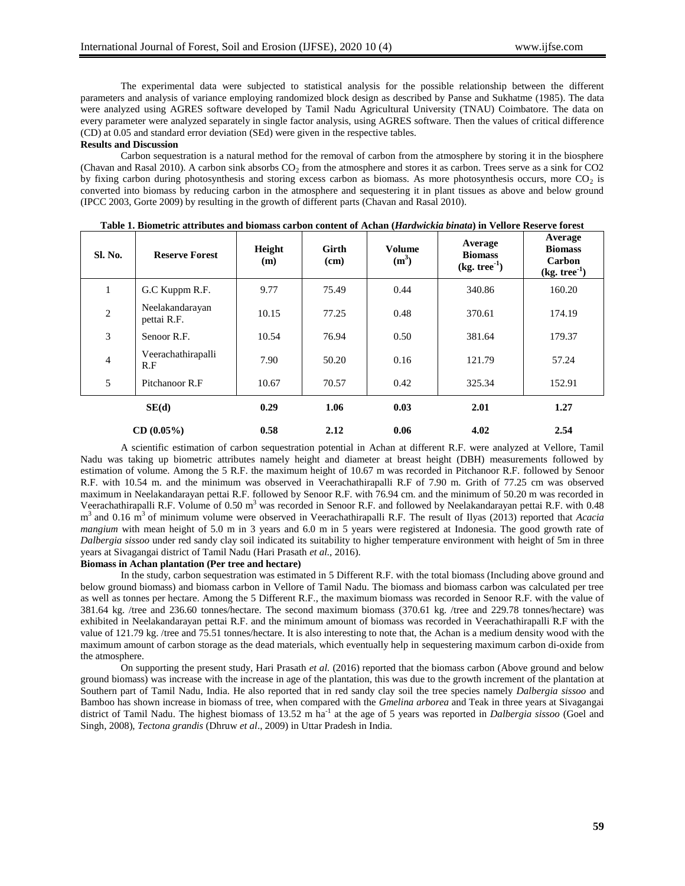The experimental data were subjected to statistical analysis for the possible relationship between the different parameters and analysis of variance employing randomized block design as described by Panse and Sukhatme (1985). The data were analyzed using AGRES software developed by Tamil Nadu Agricultural University (TNAU) Coimbatore. The data on every parameter were analyzed separately in single factor analysis, using AGRES software. Then the values of critical difference (CD) at 0.05 and standard error deviation (SEd) were given in the respective tables.

**Results and Discussion**

Carbon sequestration is a natural method for the removal of carbon from the atmosphere by storing it in the biosphere (Chavan and Rasal 2010). A carbon sink absorbs $CO_2$ from the atmosphere and stores it as carbon. Trees serve as a sink for CO2 by fixing carbon during photosynthesis and storing excess carbon as biomass. As more photosynthesis occurs, more $CO_2$ is converted into biomass by reducing carbon in the atmosphere and sequestering it in plant tissues as above and below ground (IPCC 2003, Gorte 2009) by resulting in the growth of different parts (Chavan and Rasal 2010).

**Table 1. Biometric attributes and biomass carbon content of Achan (*Hardwickia binata*) in Vellore Reserve forest**

| Sl. No. | Reserve Forest | Height (m) | Girth (cm) | Volume ($m^3$) | Average Biomass (kg. $tree^{-1}$) | Average Biomass Carbon (kg. $tree^{-1}$) |
|---|---|---|---|---|---|---|
| 1 | G.C Kuppm R.F. | 9.77 | 75.49 | 0.44 | 340.86 | 160.20 |
| 2 | Neelakandarayan pettai R.F. | 10.15 | 77.25 | 0.48 | 370.61 | 174.19 |
| 3 | Senoor R.F. | 10.54 | 76.94 | 0.50 | 381.64 | 179.37 |
| 4 | Veerachathirapalli R.F | 7.90 | 50.20 | 0.16 | 121.79 | 57.24 |
| 5 | Pitchanoor R.F | 10.67 | 70.57 | 0.42 | 325.34 | 152.91 |
| **SE(d)** | | **0.29** | **1.06** | **0.03** | **2.01** | **1.27** |
| **CD (0.05%)** | | **0.58** | **2.12** | **0.06** | **4.02** | **2.54** |

A scientific estimation of carbon sequestration potential in Achan at different R.F. were analyzed at Vellore, Tamil Nadu was taking up biometric attributes namely height and diameter at breast height (DBH) measurements followed by estimation of volume. Among the 5 R.F. the maximum height of 10.67 m was recorded in Pitchanoor R.F. followed by Senoor R.F. with 10.54 m. and the minimum was observed in Veerachathirapalli R.F of 7.90 m. Grith of 77.25 cm was observed maximum in Neelakandarayan pettai R.F. followed by Senoor R.F. with 76.94 cm. and the minimum of 50.20 m was recorded in Veerachathirapalli R.F. Volume of 0.50 $m^3$ was recorded in Senoor R.F. and followed by Neelakandarayan pettai R.F. with 0.48 $m^3$ and 0.16 $m^3$ of minimum volume were observed in Veerachathirapalli R.F. The result of Ilyas (2013) reported that *Acacia mangium* with mean height of 5.0 m in 3 years and 6.0 m in 5 years were registered at Indonesia. The good growth rate of *Dalbergia sissoo* under red sandy clay soil indicated its suitability to higher temperature environment with height of 5m in three years at Sivagangai district of Tamil Nadu (Hari Prasath *et al.,* 2016).

**Biomass in Achan plantation (Per tree and hectare)**

In the study, carbon sequestration was estimated in 5 Different R.F. with the total biomass (Including above ground and below ground biomass) and biomass carbon in Vellore of Tamil Nadu. The biomass and biomass carbon was calculated per tree as well as tonnes per hectare. Among the 5 Different R.F., the maximum biomass was recorded in Senoor R.F. with the value of 381.64 kg. /tree and 236.60 tonnes/hectare. The second maximum biomass (370.61 kg. /tree and 229.78 tonnes/hectare) was exhibited in Neelakandarayan pettai R.F. and the minimum amount of biomass was recorded in Veerachathirapalli R.F with the value of 121.79 kg. /tree and 75.51 tonnes/hectare. It is also interesting to note that, the Achan is a medium density wood with the maximum amount of carbon storage as the dead materials, which eventually help in sequestering maximum carbon di-oxide from the atmosphere.

On supporting the present study, Hari Prasath *et al.* (2016) reported that the biomass carbon (Above ground and below ground biomass) was increase with the increase in age of the plantation, this was due to the growth increment of the plantation at Southern part of Tamil Nadu, India. He also reported that in red sandy clay soil the tree species namely *Dalbergia sissoo* and Bamboo has shown increase in biomass of tree, when compared with the *Gmelina arborea* and Teak in three years at Sivagangai district of Tamil Nadu. The highest biomass of 13.52 m $ha^{-1}$ at the age of 5 years was reported in *Dalbergia sissoo* (Goel and Singh, 2008), *Tectona grandis* (Dhruw *et al*., 2009) in Uttar Pradesh in India.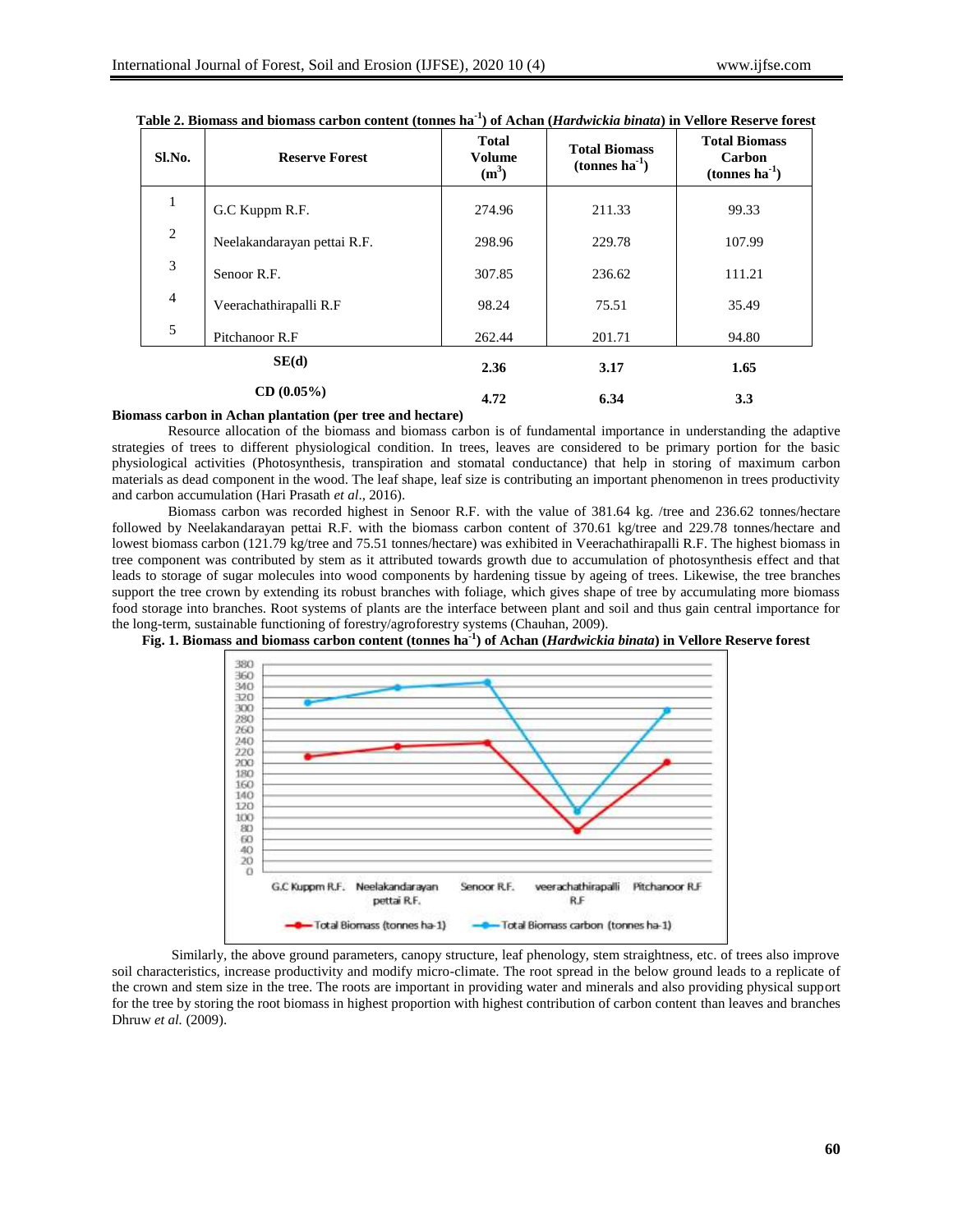**Table 2. Biomass and biomass carbon content (tonnes ha$^{-1}$) of Achan (*Hardwickia binata*) in Vellore Reserve forest**

| Sl.No. | Reserve Forest | Total Volume ($m^3$) | Total Biomass (tonnes ha$^{-1}$) | Total Biomass Carbon (tonnes ha$^{-1}$) |
|---|---|---|---|---|
| 1 | G.C Kuppm R.F. | 274.96 | 211.33 | 99.33 |
| 2 | Neelakandarayan pettai R.F. | 298.96 | 229.78 | 107.99 |
| 3 | Senoor R.F. | 307.85 | 236.62 | 111.21 |
| 4 | Veerachathirapalli R.F | 98.24 | 75.51 | 35.49 |
| 5 | Pitchanoor R.F | 262.44 | 201.71 | 94.80 |
| | **SE(d)** | **2.36** | **3.17** | **1.65** |
| | **CD (0.05%)** | **4.72** | **6.34** | **3.3** |

**Biomass carbon in Achan plantation (per tree and hectare)**

Resource allocation of the biomass and biomass carbon is of fundamental importance in understanding the adaptive strategies of trees to different physiological condition. In trees, leaves are considered to be primary portion for the basic physiological activities (Photosynthesis, transpiration and stomatal conductance) that help in storing of maximum carbon materials as dead component in the wood. The leaf shape, leaf size is contributing an important phenomenon in trees productivity and carbon accumulation (Hari Prasath *et al*., 2016).

Biomass carbon was recorded highest in Senoor R.F. with the value of 381.64 kg. /tree and 236.62 tonnes/hectare followed by Neelakandarayan pettai R.F. with the biomass carbon content of 370.61 kg/tree and 229.78 tonnes/hectare and lowest biomass carbon (121.79 kg/tree and 75.51 tonnes/hectare) was exhibited in Veerachathirapalli R.F. The highest biomass in tree component was contributed by stem as it attributed towards growth due to accumulation of photosynthesis effect and that leads to storage of sugar molecules into wood components by hardening tissue by ageing of trees. Likewise, the tree branches support the tree crown by extending its robust branches with foliage, which gives shape of tree by accumulating more biomass food storage into branches. Root systems of plants are the interface between plant and soil and thus gain central importance for the long-term, sustainable functioning of forestry/agroforestry systems (Chauhan, 2009).

**Fig. 1. Biomass and biomass carbon content (tonnes ha$^{-1}$) of Achan (*Hardwickia binata*) in Vellore Reserve forest**

Similarly, the above ground parameters, canopy structure, leaf phenology, stem straightness, etc. of trees also improve soil characteristics, increase productivity and modify micro-climate. The root spread in the below ground leads to a replicate of the crown and stem size in the tree. The roots are important in providing water and minerals and also providing physical support for the tree by storing the root biomass in highest proportion with highest contribution of carbon content than leaves and branches Dhruw *et al.* (2009).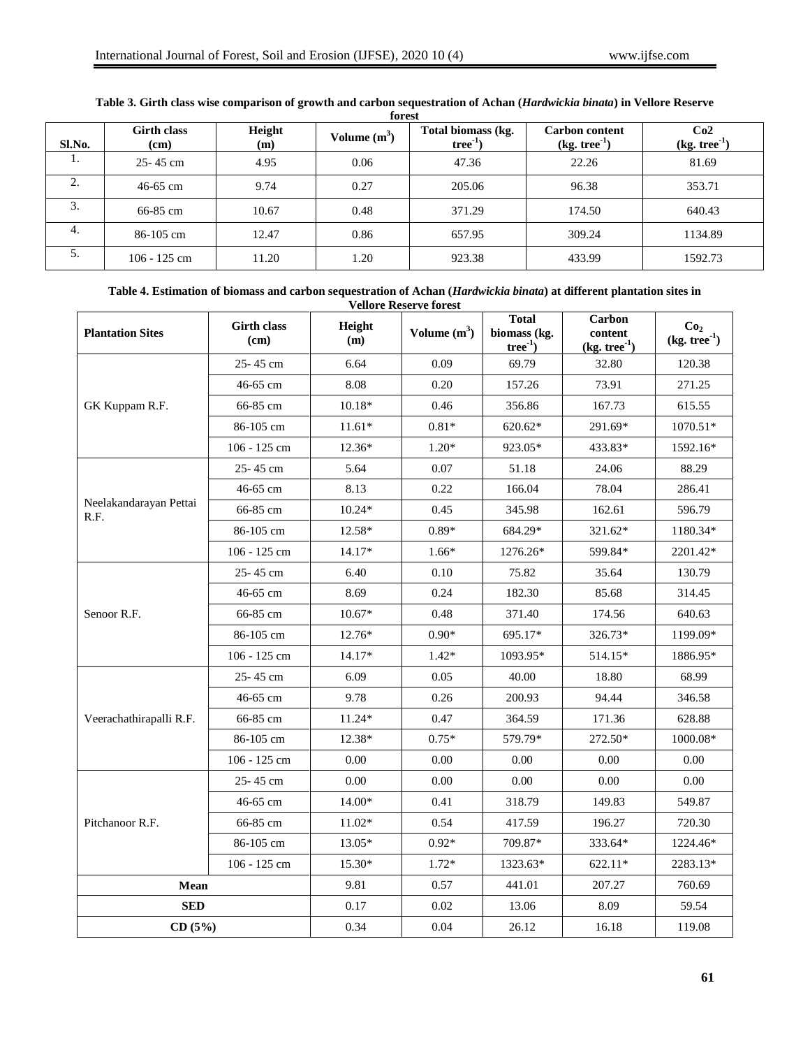**Table 3. Girth class wise comparison of growth and carbon sequestration of Achan (*Hardwickia binata*) in Vellore Reserve forest**

| Sl.No. | Girth class (cm) | Height (m) | Volume ($m^3$) | Total biomass (kg. $tree^{-1}$) | Carbon content (kg. $tree^{-1}$) | $CO_2$ (kg. $tree^{-1}$) |
|---|---|---|---|---|---|---|
| 1. | 25- 45 cm | 4.95 | 0.06 | 47.36 | 22.26 | 81.69 |
| 2. | 46-65 cm | 9.74 | 0.27 | 205.06 | 96.38 | 353.71 |
| 3. | 66-85 cm | 10.67 | 0.48 | 371.29 | 174.50 | 640.43 |
| 4. | 86-105 cm | 12.47 | 0.86 | 657.95 | 309.24 | 1134.89 |
| 5. | 106 - 125 cm | 11.20 | 1.20 | 923.38 | 433.99 | 1592.73 |

**Table 4. Estimation of biomass and carbon sequestration of Achan (*Hardwickia binata*) at different plantation sites in Vellore Reserve forest**

| Plantation Sites | Girth class (cm) | Height (m) | Volume ($m^3$) | Total biomass (kg. $tree^{-1}$) | Carbon content (kg. $tree^{-1}$) | $CO_2$ (kg. $tree^{-1}$) |
|---|---|---|---|---|---|---|
| GK Kuppam R.F. | 25- 45 cm | 6.64 | 0.09 | 69.79 | 32.80 | 120.38 |
| | 46-65 cm | 8.08 | 0.20 | 157.26 | 73.91 | 271.25 |
| | 66-85 cm | 10.18* | 0.46 | 356.86 | 167.73 | 615.55 |
| | 86-105 cm | 11.61* | 0.81* | 620.62* | 291.69* | 1070.51* |
| | 106 - 125 cm | 12.36* | 1.20* | 923.05* | 433.83* | 1592.16* |
| Neelakandarayan Pettai R.F. | 25- 45 cm | 5.64 | 0.07 | 51.18 | 24.06 | 88.29 |
| | 46-65 cm | 8.13 | 0.22 | 166.04 | 78.04 | 286.41 |
| | 66-85 cm | 10.24* | 0.45 | 345.98 | 162.61 | 596.79 |
| | 86-105 cm | 12.58* | 0.89* | 684.29* | 321.62* | 1180.34* |
| | 106 - 125 cm | 14.17* | 1.66* | 1276.26* | 599.84* | 2201.42* |
| Senoor R.F. | 25- 45 cm | 6.40 | 0.10 | 75.82 | 35.64 | 130.79 |
| | 46-65 cm | 8.69 | 0.24 | 182.30 | 85.68 | 314.45 |
| | 66-85 cm | 10.67* | 0.48 | 371.40 | 174.56 | 640.63 |
| | 86-105 cm | 12.76* | 0.90* | 695.17* | 326.73* | 1199.09* |
| | 106 - 125 cm | 14.17* | 1.42* | 1093.95* | 514.15* | 1886.95* |
| Veerachathirapalli R.F. | 25- 45 cm | 6.09 | 0.05 | 40.00 | 18.80 | 68.99 |
| | 46-65 cm | 9.78 | 0.26 | 200.93 | 94.44 | 346.58 |
| | 66-85 cm | 11.24* | 0.47 | 364.59 | 171.36 | 628.88 |
| | 86-105 cm | 12.38* | 0.75* | 579.79* | 272.50* | 1000.08* |
| | 106 - 125 cm | 0.00 | 0.00 | 0.00 | 0.00 | 0.00 |
| Pitchanoor R.F. | 25- 45 cm | 0.00 | 0.00 | 0.00 | 0.00 | 0.00 |
| | 46-65 cm | 14.00* | 0.41 | 318.79 | 149.83 | 549.87 |
| | 66-85 cm | 11.02* | 0.54 | 417.59 | 196.27 | 720.30 |
| | 86-105 cm | 13.05* | 0.92* | 709.87* | 333.64* | 1224.46* |
| | 106 - 125 cm | 15.30* | 1.72* | 1323.63* | 622.11* | 2283.13* |
| **Mean** | | 9.81 | 0.57 | 441.01 | 207.27 | 760.69 |
| **SED** | | 0.17 | 0.02 | 13.06 | 8.09 | 59.54 |
| **CD (5%)** | | 0.34 | 0.04 | 26.12 | 16.18 | 119.08 |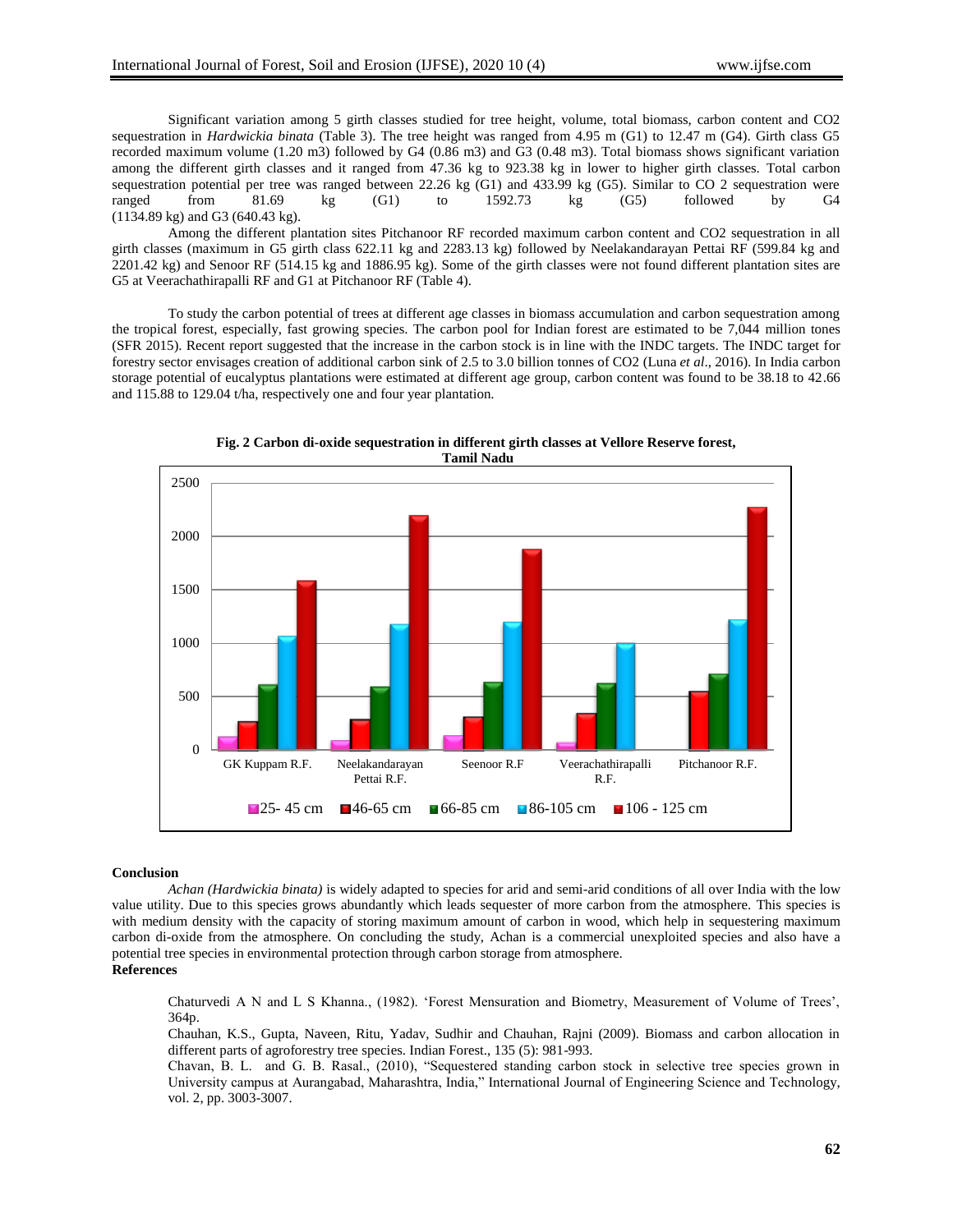Significant variation among 5 girth classes studied for tree height, volume, total biomass, carbon content and CO2 sequestration in *Hardwickia binata* (Table 3). The tree height was ranged from 4.95 m (G1) to 12.47 m (G4). Girth class G5 recorded maximum volume (1.20 m3) followed by G4 (0.86 m3) and G3 (0.48 m3). Total biomass shows significant variation among the different girth classes and it ranged from 47.36 kg to 923.38 kg in lower to higher girth classes. Total carbon sequestration potential per tree was ranged between 22.26 kg (G1) and 433.99 kg (G5). Similar to CO 2 sequestration were ranged from 81.69 kg (G1) to 1592.73 kg (G5) followed by G4 (1134.89 kg) and G3 (640.43 kg).

Among the different plantation sites Pitchanoor RF recorded maximum carbon content and CO2 sequestration in all girth classes (maximum in G5 girth class 622.11 kg and 2283.13 kg) followed by Neelakandarayan Pettai RF (599.84 kg and 2201.42 kg) and Senoor RF (514.15 kg and 1886.95 kg). Some of the girth classes were not found different plantation sites are G5 at Veerachathirapalli RF and G1 at Pitchanoor RF (Table 4).

To study the carbon potential of trees at different age classes in biomass accumulation and carbon sequestration among the tropical forest, especially, fast growing species. The carbon pool for Indian forest are estimated to be 7,044 million tones (SFR 2015). Recent report suggested that the increase in the carbon stock is in line with the INDC targets. The INDC target for forestry sector envisages creation of additional carbon sink of 2.5 to 3.0 billion tonnes of CO2 (Luna *et al*., 2016). In India carbon storage potential of eucalyptus plantations were estimated at different age group, carbon content was found to be 38.18 to 42.66 and 115.88 to 129.04 t/ha, respectively one and four year plantation.

**Fig. 2 Carbon di-oxide sequestration in different girth classes at Vellore Reserve forest, Tamil Nadu**

**Conclusion**

*Achan (Hardwickia binata)* is widely adapted to species for arid and semi-arid conditions of all over India with the low value utility. Due to this species grows abundantly which leads sequester of more carbon from the atmosphere. This species is with medium density with the capacity of storing maximum amount of carbon in wood, which help in sequestering maximum carbon di-oxide from the atmosphere. On concluding the study, Achan is a commercial unexploited species and also have a potential tree species in environmental protection through carbon storage from atmosphere.

**References**

Chaturvedi A N and L S Khanna., (1982). 'Forest Mensuration and Biometry, Measurement of Volume of Trees', 364p.

Chauhan, K.S., Gupta, Naveen, Ritu, Yadav, Sudhir and Chauhan, Rajni (2009). Biomass and carbon allocation in different parts of agroforestry tree species. Indian Forest., 135 (5): 981-993.

Chavan, B. L. and G. B. Rasal., (2010), "Sequestered standing carbon stock in selective tree species grown in University campus at Aurangabad, Maharashtra, India," International Journal of Engineering Science and Technology, vol. 2, pp. 3003-3007.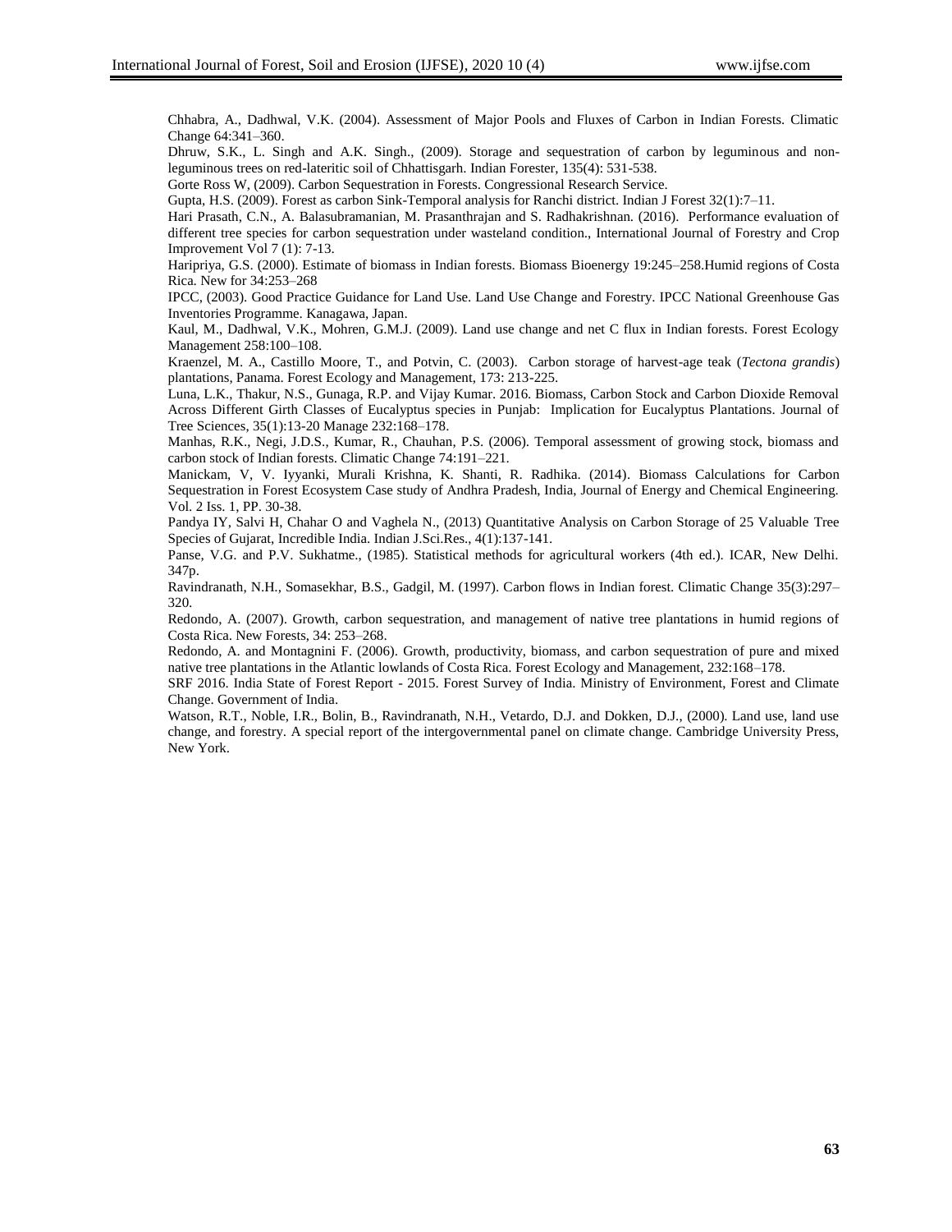Chhabra, A., Dadhwal, V.K. (2004). Assessment of Major Pools and Fluxes of Carbon in Indian Forests. Climatic Change 64:341–360.

Dhruw, S.K., L. Singh and A.K. Singh., (2009). Storage and sequestration of carbon by leguminous and non-leguminous trees on red-lateritic soil of Chhattisgarh. Indian Forester, 135(4): 531-538.

Gorte Ross W, (2009). Carbon Sequestration in Forests. Congressional Research Service.

Gupta, H.S. (2009). Forest as carbon Sink-Temporal analysis for Ranchi district. Indian J Forest 32(1):7–11.

Hari Prasath, C.N., A. Balasubramanian, M. Prasanthrajan and S. Radhakrishnan. (2016). Performance evaluation of different tree species for carbon sequestration under wasteland condition., International Journal of Forestry and Crop Improvement Vol 7 (1): 7-13.

Haripriya, G.S. (2000). Estimate of biomass in Indian forests. Biomass Bioenergy 19:245–258.Humid regions of Costa Rica. New for 34:253–268

IPCC, (2003). Good Practice Guidance for Land Use. Land Use Change and Forestry. IPCC National Greenhouse Gas Inventories Programme. Kanagawa, Japan.

Kaul, M., Dadhwal, V.K., Mohren, G.M.J. (2009). Land use change and net C flux in Indian forests. Forest Ecology Management 258:100–108.

Kraenzel, M. A., Castillo Moore, T., and Potvin, C. (2003). Carbon storage of harvest-age teak (*Tectona grandis*) plantations, Panama. Forest Ecology and Management, 173: 213-225.

Luna, L.K., Thakur, N.S., Gunaga, R.P. and Vijay Kumar. 2016. Biomass, Carbon Stock and Carbon Dioxide Removal Across Different Girth Classes of Eucalyptus species in Punjab: Implication for Eucalyptus Plantations. Journal of Tree Sciences, 35(1):13-20 Manage 232:168–178.

Manhas, R.K., Negi, J.D.S., Kumar, R., Chauhan, P.S. (2006). Temporal assessment of growing stock, biomass and carbon stock of Indian forests. Climatic Change 74:191–221.

Manickam, V, V. Iyyanki, Murali Krishna, K. Shanti, R. Radhika. (2014). Biomass Calculations for Carbon Sequestration in Forest Ecosystem Case study of Andhra Pradesh, India, Journal of Energy and Chemical Engineering. Vol. 2 Iss. 1, PP. 30-38.

Pandya IY, Salvi H, Chahar O and Vaghela N., (2013) Quantitative Analysis on Carbon Storage of 25 Valuable Tree Species of Gujarat, Incredible India. Indian J.Sci.Res., 4(1):137-141.

Panse, V.G. and P.V. Sukhatme., (1985). Statistical methods for agricultural workers (4th ed.). ICAR, New Delhi. 347p.

Ravindranath, N.H., Somasekhar, B.S., Gadgil, M. (1997). Carbon flows in Indian forest. Climatic Change 35(3):297–320.

Redondo, A. (2007). Growth, carbon sequestration, and management of native tree plantations in humid regions of Costa Rica. New Forests, 34: 253–268.

Redondo, A. and Montagnini F. (2006). Growth, productivity, biomass, and carbon sequestration of pure and mixed native tree plantations in the Atlantic lowlands of Costa Rica. Forest Ecology and Management, 232:168–178.

SRF 2016. India State of Forest Report - 2015. Forest Survey of India. Ministry of Environment, Forest and Climate Change. Government of India.

Watson, R.T., Noble, I.R., Bolin, B., Ravindranath, N.H., Vetardo, D.J. and Dokken, D.J., (2000). Land use, land use change, and forestry. A special report of the intergovernmental panel on climate change. Cambridge University Press, New York.